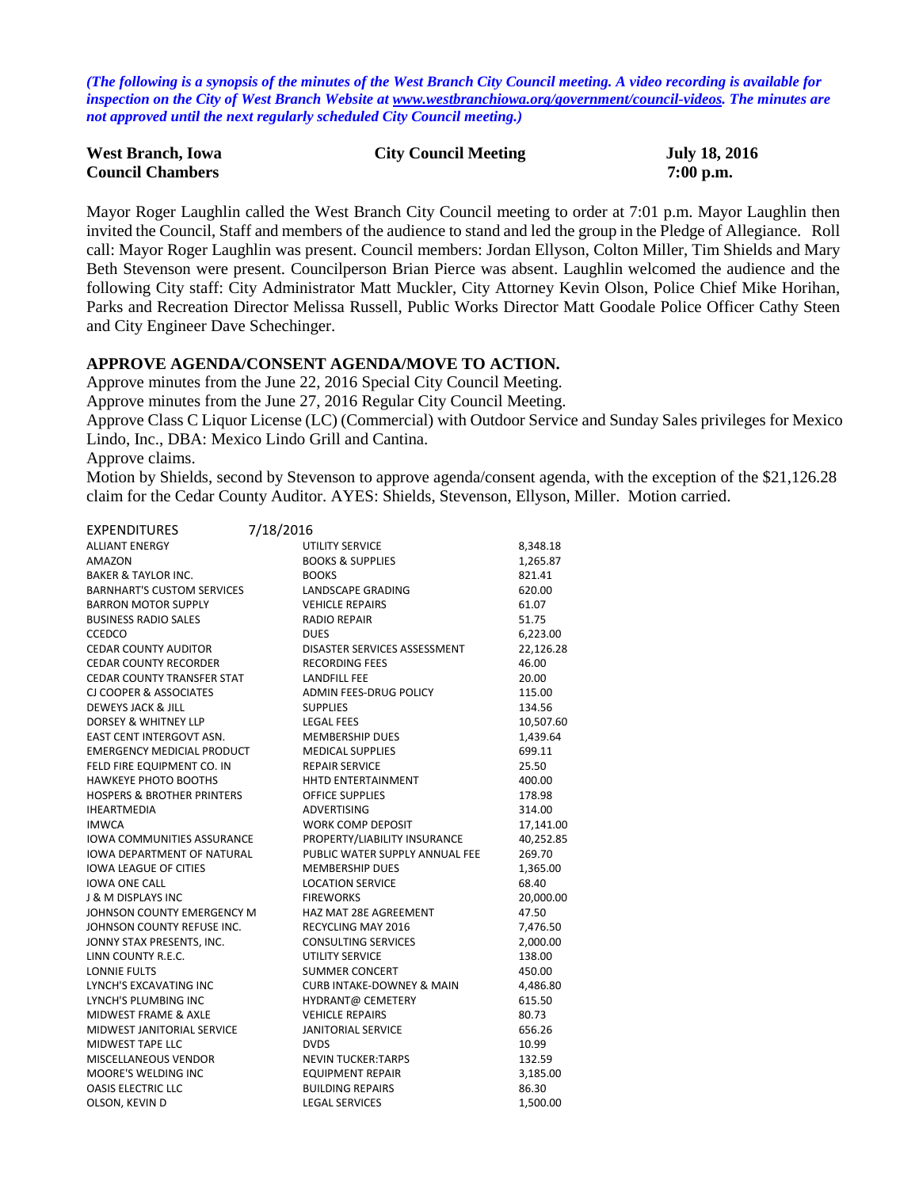*(The following is a synopsis of the minutes of the West Branch City Council meeting. A video recording is available for inspection on the City of West Branch Website at www.westbranchiowa.org/government/council-videos. The minutes are not approved until the next regularly scheduled City Council meeting.)*

| | | |
|---|---|---|
| **West Branch, Iowa** | **City Council Meeting** | **July 18, 2016** |
| **Council Chambers** | | **7:00 p.m.** |

Mayor Roger Laughlin called the West Branch City Council meeting to order at 7:01 p.m. Mayor Laughlin then invited the Council, Staff and members of the audience to stand and led the group in the Pledge of Allegiance. Roll call: Mayor Roger Laughlin was present. Council members: Jordan Ellyson, Colton Miller, Tim Shields and Mary Beth Stevenson were present. Councilperson Brian Pierce was absent. Laughlin welcomed the audience and the following City staff: City Administrator Matt Muckler, City Attorney Kevin Olson, Police Chief Mike Horihan, Parks and Recreation Director Melissa Russell, Public Works Director Matt Goodale Police Officer Cathy Steen and City Engineer Dave Schechinger.

**APPROVE AGENDA/CONSENT AGENDA/MOVE TO ACTION.**

Approve minutes from the June 22, 2016 Special City Council Meeting.

Approve minutes from the June 27, 2016 Regular City Council Meeting.

Approve Class C Liquor License (LC) (Commercial) with Outdoor Service and Sunday Sales privileges for Mexico Lindo, Inc., DBA: Mexico Lindo Grill and Cantina.

Approve claims.

Motion by Shields, second by Stevenson to approve agenda/consent agenda, with the exception of the $21,126.28 claim for the Cedar County Auditor. AYES: Shields, Stevenson, Ellyson, Miller. Motion carried.

| EXPENDITURES | 7/18/2016 | |
|---|---|---|
| ALLIANT ENERGY | UTILITY SERVICE | 8,348.18 |
| AMAZON | BOOKS & SUPPLIES | 1,265.87 |
| BAKER & TAYLOR INC. | BOOKS | 821.41 |
| BARNHART'S CUSTOM SERVICES | LANDSCAPE GRADING | 620.00 |
| BARRON MOTOR SUPPLY | VEHICLE REPAIRS | 61.07 |
| BUSINESS RADIO SALES | RADIO REPAIR | 51.75 |
| CCEDCO | DUES | 6,223.00 |
| CEDAR COUNTY AUDITOR | DISASTER SERVICES ASSESSMENT | 22,126.28 |
| CEDAR COUNTY RECORDER | RECORDING FEES | 46.00 |
| CEDAR COUNTY TRANSFER STAT | LANDFILL FEE | 20.00 |
| CJ COOPER & ASSOCIATES | ADMIN FEES-DRUG POLICY | 115.00 |
| DEWEYS JACK & JILL | SUPPLIES | 134.56 |
| DORSEY & WHITNEY LLP | LEGAL FEES | 10,507.60 |
| EAST CENT INTERGOVT ASN. | MEMBERSHIP DUES | 1,439.64 |
| EMERGENCY MEDICIAL PRODUCT | MEDICAL SUPPLIES | 699.11 |
| FELD FIRE EQUIPMENT CO. IN | REPAIR SERVICE | 25.50 |
| HAWKEYE PHOTO BOOTHS | HHTD ENTERTAINMENT | 400.00 |
| HOSPERS & BROTHER PRINTERS | OFFICE SUPPLIES | 178.98 |
| IHEARTMEDIA | ADVERTISING | 314.00 |
| IMWCA | WORK COMP DEPOSIT | 17,141.00 |
| IOWA COMMUNITIES ASSURANCE | PROPERTY/LIABILITY INSURANCE | 40,252.85 |
| IOWA DEPARTMENT OF NATURAL | PUBLIC WATER SUPPLY ANNUAL FEE | 269.70 |
| IOWA LEAGUE OF CITIES | MEMBERSHIP DUES | 1,365.00 |
| IOWA ONE CALL | LOCATION SERVICE | 68.40 |
| J & M DISPLAYS INC | FIREWORKS | 20,000.00 |
| JOHNSON COUNTY EMERGENCY M | HAZ MAT 28E AGREEMENT | 47.50 |
| JOHNSON COUNTY REFUSE INC. | RECYCLING MAY 2016 | 7,476.50 |
| JONNY STAX PRESENTS, INC. | CONSULTING SERVICES | 2,000.00 |
| LINN COUNTY R.E.C. | UTILITY SERVICE | 138.00 |
| LONNIE FULTS | SUMMER CONCERT | 450.00 |
| LYNCH'S EXCAVATING INC | CURB INTAKE-DOWNEY & MAIN | 4,486.80 |
| LYNCH'S PLUMBING INC | HYDRANT@ CEMETERY | 615.50 |
| MIDWEST FRAME & AXLE | VEHICLE REPAIRS | 80.73 |
| MIDWEST JANITORIAL SERVICE | JANITORIAL SERVICE | 656.26 |
| MIDWEST TAPE LLC | DVDS | 10.99 |
| MISCELLANEOUS VENDOR | NEVIN TUCKER:TARPS | 132.59 |
| MOORE'S WELDING INC | EQUIPMENT REPAIR | 3,185.00 |
| OASIS ELECTRIC LLC | BUILDING REPAIRS | 86.30 |
| OLSON, KEVIN D | LEGAL SERVICES | 1,500.00 |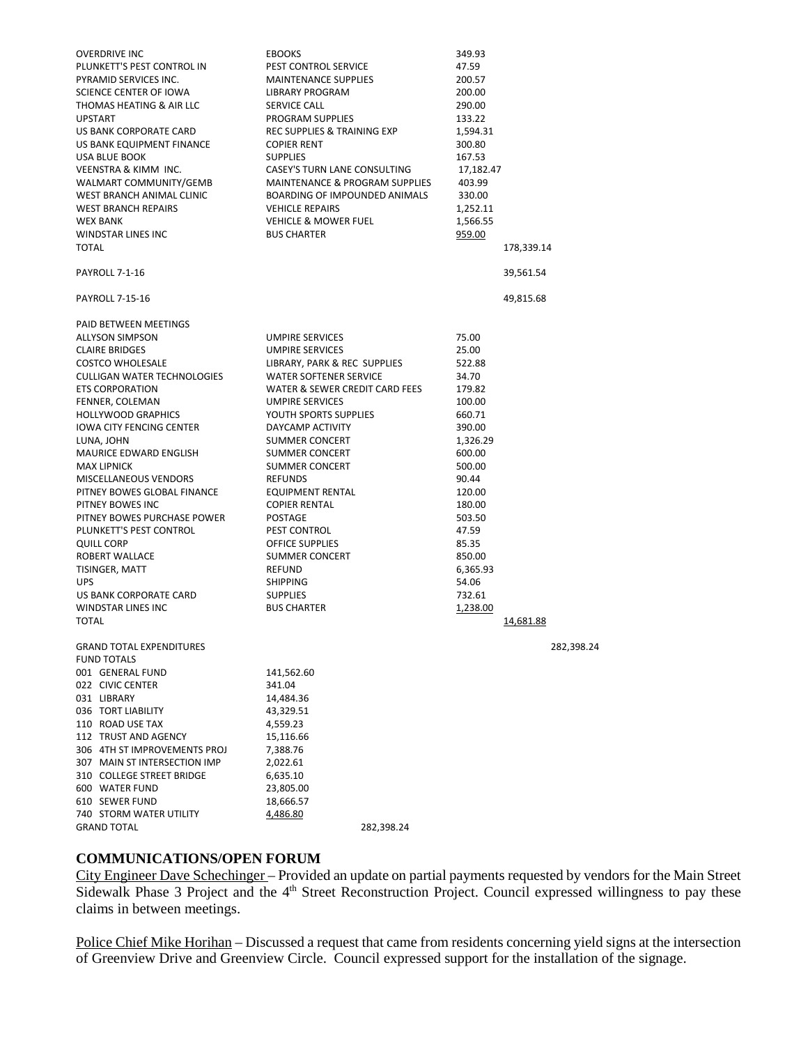| | | | | |
|---|---|---|---|---|
| OVERDRIVE INC | EBOOKS | 349.93 | | |
| PLUNKETT'S PEST CONTROL IN | PEST CONTROL SERVICE | 47.59 | | |
| PYRAMID SERVICES INC. | MAINTENANCE SUPPLIES | 200.57 | | |
| SCIENCE CENTER OF IOWA | LIBRARY PROGRAM | 200.00 | | |
| THOMAS HEATING & AIR LLC | SERVICE CALL | 290.00 | | |
| UPSTART | PROGRAM SUPPLIES | 133.22 | | |
| US BANK CORPORATE CARD | REC SUPPLIES & TRAINING EXP | 1,594.31 | | |
| US BANK EQUIPMENT FINANCE | COPIER RENT | 300.80 | | |
| USA BLUE BOOK | SUPPLIES | 167.53 | | |
| VEENSTRA & KIMM INC. | CASEY'S TURN LANE CONSULTING | 17,182.47 | | |
| WALMART COMMUNITY/GEMB | MAINTENANCE & PROGRAM SUPPLIES | 403.99 | | |
| WEST BRANCH ANIMAL CLINIC | BOARDING OF IMPOUNDED ANIMALS | 330.00 | | |
| WEST BRANCH REPAIRS | VEHICLE REPAIRS | 1,252.11 | | |
| WEX BANK | VEHICLE & MOWER FUEL | 1,566.55 | | |
| WINDSTAR LINES INC | BUS CHARTER | 959.00 | | |
| TOTAL | | | 178,339.14 | |
| PAYROLL 7-1-16 | | | 39,561.54 | |
| PAYROLL 7-15-16 | | | 49,815.68 | |
| PAID BETWEEN MEETINGS | | | | |
| ALLYSON SIMPSON | UMPIRE SERVICES | 75.00 | | |
| CLAIRE BRIDGES | UMPIRE SERVICES | 25.00 | | |
| COSTCO WHOLESALE | LIBRARY, PARK & REC SUPPLIES | 522.88 | | |
| CULLIGAN WATER TECHNOLOGIES | WATER SOFTENER SERVICE | 34.70 | | |
| ETS CORPORATION | WATER & SEWER CREDIT CARD FEES | 179.82 | | |
| FENNER, COLEMAN | UMPIRE SERVICES | 100.00 | | |
| HOLLYWOOD GRAPHICS | YOUTH SPORTS SUPPLIES | 660.71 | | |
| IOWA CITY FENCING CENTER | DAYCAMP ACTIVITY | 390.00 | | |
| LUNA, JOHN | SUMMER CONCERT | 1,326.29 | | |
| MAURICE EDWARD ENGLISH | SUMMER CONCERT | 600.00 | | |
| MAX LIPNICK | SUMMER CONCERT | 500.00 | | |
| MISCELLANEOUS VENDORS | REFUNDS | 90.44 | | |
| PITNEY BOWES GLOBAL FINANCE | EQUIPMENT RENTAL | 120.00 | | |
| PITNEY BOWES INC | COPIER RENTAL | 180.00 | | |
| PITNEY BOWES PURCHASE POWER | POSTAGE | 503.50 | | |
| PLUNKETT'S PEST CONTROL | PEST CONTROL | 47.59 | | |
| QUILL CORP | OFFICE SUPPLIES | 85.35 | | |
| ROBERT WALLACE | SUMMER CONCERT | 850.00 | | |
| TISINGER, MATT | REFUND | 6,365.93 | | |
| UPS | SHIPPING | 54.06 | | |
| US BANK CORPORATE CARD | SUPPLIES | 732.61 | | |
| WINDSTAR LINES INC | BUS CHARTER | 1,238.00 | | |
| TOTAL | | | 14,681.88 | |
| GRAND TOTAL EXPENDITURES | | | | 282,398.24 |

| | | |
|---|---|---|
| FUND TOTALS | | |
| 001 GENERAL FUND | 141,562.60 | |
| 022 CIVIC CENTER | 341.04 | |
| 031 LIBRARY | 14,484.36 | |
| 036 TORT LIABILITY | 43,329.51 | |
| 110 ROAD USE TAX | 4,559.23 | |
| 112 TRUST AND AGENCY | 15,116.66 | |
| 306 4TH ST IMPROVEMENTS PROJ | 7,388.76 | |
| 307 MAIN ST INTERSECTION IMP | 2,022.61 | |
| 310 COLLEGE STREET BRIDGE | 6,635.10 | |
| 600 WATER FUND | 23,805.00 | |
| 610 SEWER FUND | 18,666.57 | |
| 740 STORM WATER UTILITY | 4,486.80 | |
| GRAND TOTAL | | 282,398.24 |

## COMMUNICATIONS/OPEN FORUM

City Engineer Dave Schechinger – Provided an update on partial payments requested by vendors for the Main Street Sidewalk Phase 3 Project and the 4th Street Reconstruction Project. Council expressed willingness to pay these claims in between meetings.

Police Chief Mike Horihan – Discussed a request that came from residents concerning yield signs at the intersection of Greenview Drive and Greenview Circle. Council expressed support for the installation of the signage.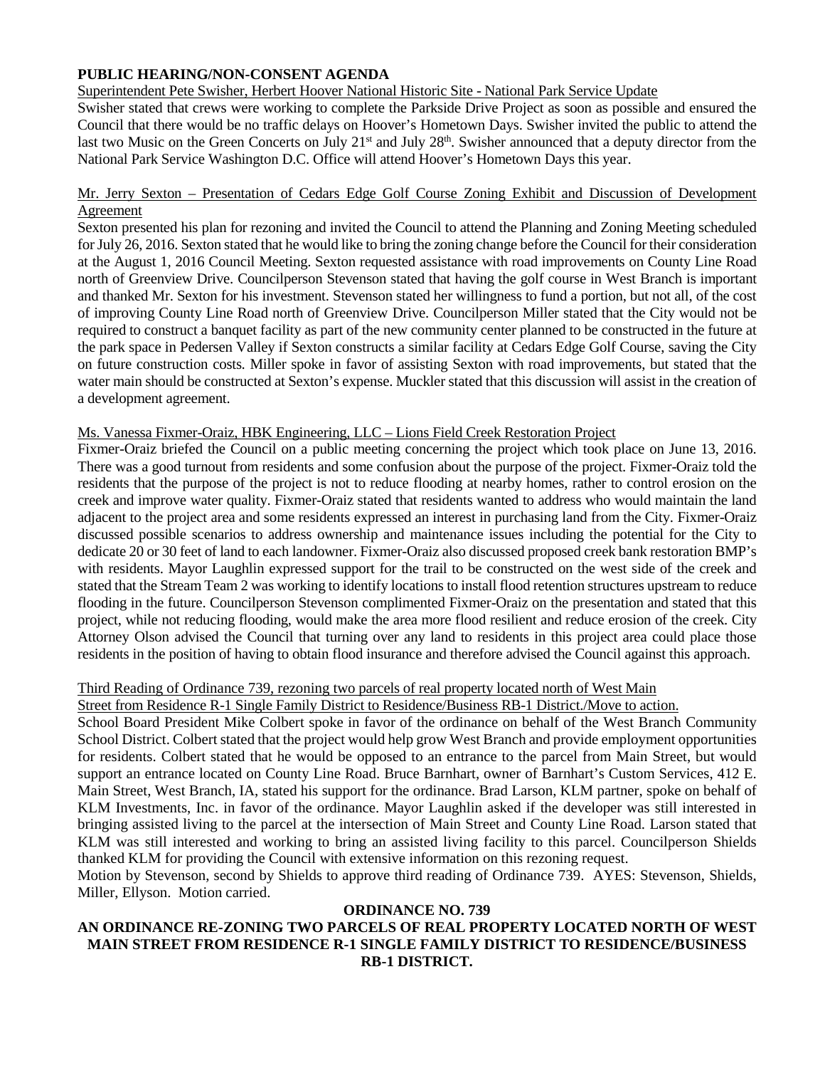**PUBLIC HEARING/NON-CONSENT AGENDA**

Superintendent Pete Swisher, Herbert Hoover National Historic Site - National Park Service Update

Swisher stated that crews were working to complete the Parkside Drive Project as soon as possible and ensured the Council that there would be no traffic delays on Hoover's Hometown Days. Swisher invited the public to attend the last two Music on the Green Concerts on July 21st and July 28th. Swisher announced that a deputy director from the National Park Service Washington D.C. Office will attend Hoover's Hometown Days this year.

Mr. Jerry Sexton – Presentation of Cedars Edge Golf Course Zoning Exhibit and Discussion of Development Agreement

Sexton presented his plan for rezoning and invited the Council to attend the Planning and Zoning Meeting scheduled for July 26, 2016. Sexton stated that he would like to bring the zoning change before the Council for their consideration at the August 1, 2016 Council Meeting. Sexton requested assistance with road improvements on County Line Road north of Greenview Drive. Councilperson Stevenson stated that having the golf course in West Branch is important and thanked Mr. Sexton for his investment. Stevenson stated her willingness to fund a portion, but not all, of the cost of improving County Line Road north of Greenview Drive. Councilperson Miller stated that the City would not be required to construct a banquet facility as part of the new community center planned to be constructed in the future at the park space in Pedersen Valley if Sexton constructs a similar facility at Cedars Edge Golf Course, saving the City on future construction costs. Miller spoke in favor of assisting Sexton with road improvements, but stated that the water main should be constructed at Sexton's expense. Muckler stated that this discussion will assist in the creation of a development agreement.

Ms. Vanessa Fixmer-Oraiz, HBK Engineering, LLC – Lions Field Creek Restoration Project

Fixmer-Oraiz briefed the Council on a public meeting concerning the project which took place on June 13, 2016. There was a good turnout from residents and some confusion about the purpose of the project. Fixmer-Oraiz told the residents that the purpose of the project is not to reduce flooding at nearby homes, rather to control erosion on the creek and improve water quality. Fixmer-Oraiz stated that residents wanted to address who would maintain the land adjacent to the project area and some residents expressed an interest in purchasing land from the City. Fixmer-Oraiz discussed possible scenarios to address ownership and maintenance issues including the potential for the City to dedicate 20 or 30 feet of land to each landowner. Fixmer-Oraiz also discussed proposed creek bank restoration BMP's with residents. Mayor Laughlin expressed support for the trail to be constructed on the west side of the creek and stated that the Stream Team 2 was working to identify locations to install flood retention structures upstream to reduce flooding in the future. Councilperson Stevenson complimented Fixmer-Oraiz on the presentation and stated that this project, while not reducing flooding, would make the area more flood resilient and reduce erosion of the creek. City Attorney Olson advised the Council that turning over any land to residents in this project area could place those residents in the position of having to obtain flood insurance and therefore advised the Council against this approach.

Third Reading of Ordinance 739, rezoning two parcels of real property located north of West Main Street from Residence R-1 Single Family District to Residence/Business RB-1 District./Move to action.

School Board President Mike Colbert spoke in favor of the ordinance on behalf of the West Branch Community School District. Colbert stated that the project would help grow West Branch and provide employment opportunities for residents. Colbert stated that he would be opposed to an entrance to the parcel from Main Street, but would support an entrance located on County Line Road. Bruce Barnhart, owner of Barnhart's Custom Services, 412 E. Main Street, West Branch, IA, stated his support for the ordinance. Brad Larson, KLM partner, spoke on behalf of KLM Investments, Inc. in favor of the ordinance. Mayor Laughlin asked if the developer was still interested in bringing assisted living to the parcel at the intersection of Main Street and County Line Road. Larson stated that KLM was still interested and working to bring an assisted living facility to this parcel. Councilperson Shields thanked KLM for providing the Council with extensive information on this rezoning request.

Motion by Stevenson, second by Shields to approve third reading of Ordinance 739. AYES: Stevenson, Shields, Miller, Ellyson. Motion carried.

**ORDINANCE NO. 739**

**AN ORDINANCE RE-ZONING TWO PARCELS OF REAL PROPERTY LOCATED NORTH OF WEST MAIN STREET FROM RESIDENCE R-1 SINGLE FAMILY DISTRICT TO RESIDENCE/BUSINESS RB-1 DISTRICT.**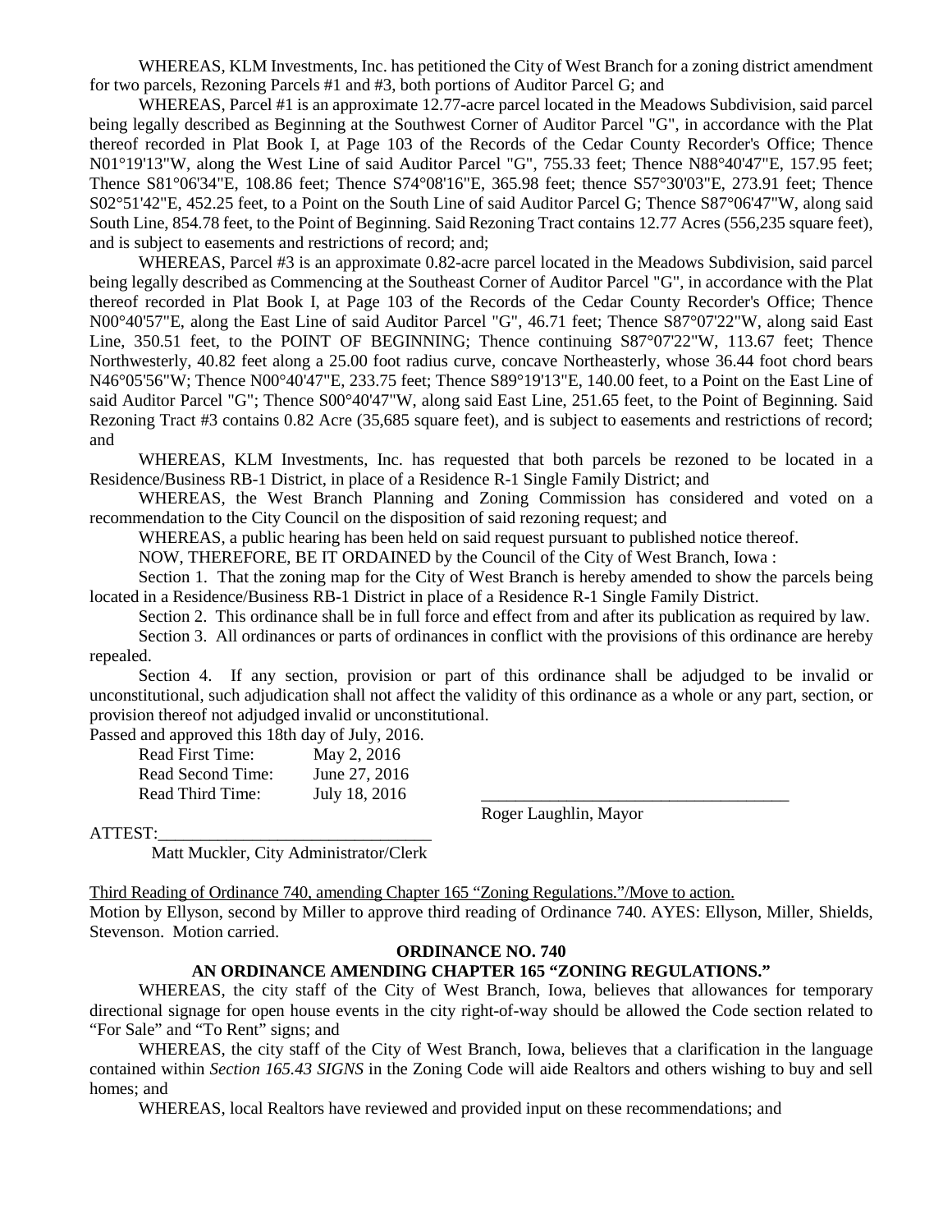WHEREAS, KLM Investments, Inc. has petitioned the City of West Branch for a zoning district amendment for two parcels, Rezoning Parcels #1 and #3, both portions of Auditor Parcel G; and

WHEREAS, Parcel #1 is an approximate 12.77-acre parcel located in the Meadows Subdivision, said parcel being legally described as Beginning at the Southwest Corner of Auditor Parcel "G", in accordance with the Plat thereof recorded in Plat Book I, at Page 103 of the Records of the Cedar County Recorder's Office; Thence N01°19'13"W, along the West Line of said Auditor Parcel "G", 755.33 feet; Thence N88°40'47"E, 157.95 feet; Thence S81°06'34"E, 108.86 feet; Thence S74°08'16"E, 365.98 feet; thence S57°30'03"E, 273.91 feet; Thence S02°51'42"E, 452.25 feet, to a Point on the South Line of said Auditor Parcel G; Thence S87°06'47"W, along said South Line, 854.78 feet, to the Point of Beginning. Said Rezoning Tract contains 12.77 Acres (556,235 square feet), and is subject to easements and restrictions of record; and;

WHEREAS, Parcel #3 is an approximate 0.82-acre parcel located in the Meadows Subdivision, said parcel being legally described as Commencing at the Southeast Corner of Auditor Parcel "G", in accordance with the Plat thereof recorded in Plat Book I, at Page 103 of the Records of the Cedar County Recorder's Office; Thence N00°40'57"E, along the East Line of said Auditor Parcel "G", 46.71 feet; Thence S87°07'22"W, along said East Line, 350.51 feet, to the POINT OF BEGINNING; Thence continuing S87°07'22"W, 113.67 feet; Thence Northwesterly, 40.82 feet along a 25.00 foot radius curve, concave Northeasterly, whose 36.44 foot chord bears N46°05'56"W; Thence N00°40'47"E, 233.75 feet; Thence S89°19'13"E, 140.00 feet, to a Point on the East Line of said Auditor Parcel "G"; Thence S00°40'47"W, along said East Line, 251.65 feet, to the Point of Beginning. Said Rezoning Tract #3 contains 0.82 Acre (35,685 square feet), and is subject to easements and restrictions of record; and

WHEREAS, KLM Investments, Inc. has requested that both parcels be rezoned to be located in a Residence/Business RB-1 District, in place of a Residence R-1 Single Family District; and

WHEREAS, the West Branch Planning and Zoning Commission has considered and voted on a recommendation to the City Council on the disposition of said rezoning request; and

WHEREAS, a public hearing has been held on said request pursuant to published notice thereof.

NOW, THEREFORE, BE IT ORDAINED by the Council of the City of West Branch, Iowa :

Section 1. That the zoning map for the City of West Branch is hereby amended to show the parcels being located in a Residence/Business RB-1 District in place of a Residence R-1 Single Family District.

Section 2. This ordinance shall be in full force and effect from and after its publication as required by law.

Section 3. All ordinances or parts of ordinances in conflict with the provisions of this ordinance are hereby repealed.

Section 4. If any section, provision or part of this ordinance shall be adjudged to be invalid or unconstitutional, such adjudication shall not affect the validity of this ordinance as a whole or any part, section, or provision thereof not adjudged invalid or unconstitutional.

Passed and approved this 18th day of July, 2016.

| | |
|---|---|
| Read First Time: | May 2, 2016 |
| Read Second Time: | June 27, 2016 |
| Read Third Time: | July 18, 2016 |

_____________________________________
Roger Laughlin, Mayor

ATTEST:_______________________________
Matt Muckler, City Administrator/Clerk

Third Reading of Ordinance 740, amending Chapter 165 "Zoning Regulations."/Move to action.

Motion by Ellyson, second by Miller to approve third reading of Ordinance 740. AYES: Ellyson, Miller, Shields, Stevenson. Motion carried.

**ORDINANCE NO. 740**

**AN ORDINANCE AMENDING CHAPTER 165 "ZONING REGULATIONS."**

WHEREAS, the city staff of the City of West Branch, Iowa, believes that allowances for temporary directional signage for open house events in the city right-of-way should be allowed the Code section related to "For Sale" and "To Rent" signs; and

WHEREAS, the city staff of the City of West Branch, Iowa, believes that a clarification in the language contained within *Section 165.43 SIGNS* in the Zoning Code will aide Realtors and others wishing to buy and sell homes; and

WHEREAS, local Realtors have reviewed and provided input on these recommendations; and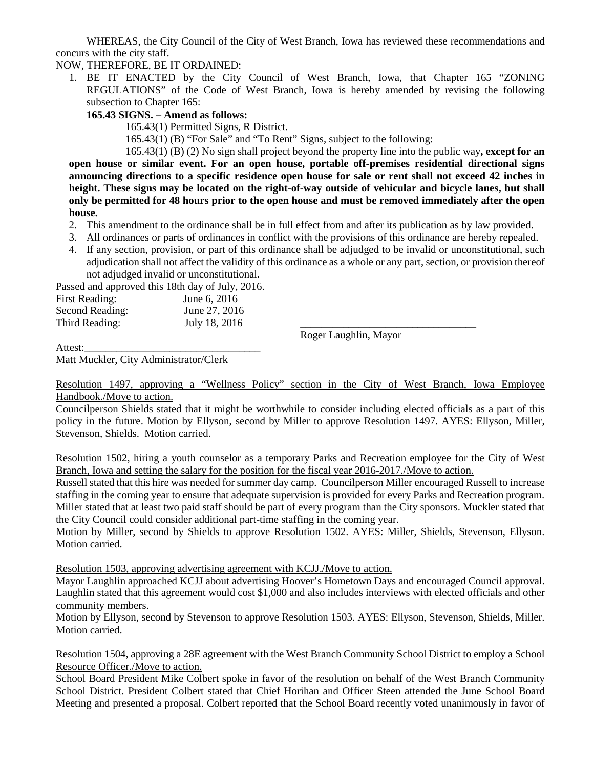WHEREAS, the City Council of the City of West Branch, Iowa has reviewed these recommendations and concurs with the city staff.

NOW, THEREFORE, BE IT ORDAINED:

1. BE IT ENACTED by the City Council of West Branch, Iowa, that Chapter 165 "ZONING REGULATIONS" of the Code of West Branch, Iowa is hereby amended by revising the following subsection to Chapter 165:

   **165.43 SIGNS. – Amend as follows:**

   165.43(1) Permitted Signs, R District.

   165.43(1) (B) "For Sale" and "To Rent" Signs, subject to the following:

   165.43(1) (B) (2) No sign shall project beyond the property line into the public way**, except for an open house or similar event. For an open house, portable off-premises residential directional signs announcing directions to a specific residence open house for sale or rent shall not exceed 42 inches in height. These signs may be located on the right-of-way outside of vehicular and bicycle lanes, but shall only be permitted for 48 hours prior to the open house and must be removed immediately after the open house.**

2. This amendment to the ordinance shall be in full effect from and after its publication as by law provided.
3. All ordinances or parts of ordinances in conflict with the provisions of this ordinance are hereby repealed.
4. If any section, provision, or part of this ordinance shall be adjudged to be invalid or unconstitutional, such adjudication shall not affect the validity of this ordinance as a whole or any part, section, or provision thereof not adjudged invalid or unconstitutional.

Passed and approved this 18th day of July, 2016.

First Reading: June 6, 2016
Second Reading: June 27, 2016
Third Reading: July 18, 2016

\_\_\_\_\_\_\_\_\_\_\_\_\_\_\_\_\_\_\_\_\_\_\_\_\_\_\_\_\_\_\_\_\_
Roger Laughlin, Mayor

Attest:\_\_\_\_\_\_\_\_\_\_\_\_\_\_\_\_\_\_\_\_\_\_\_\_\_\_\_\_\_\_\_\_\_
Matt Muckler, City Administrator/Clerk

Resolution 1497, approving a "Wellness Policy" section in the City of West Branch, Iowa Employee Handbook./Move to action.

Councilperson Shields stated that it might be worthwhile to consider including elected officials as a part of this policy in the future. Motion by Ellyson, second by Miller to approve Resolution 1497. AYES: Ellyson, Miller, Stevenson, Shields. Motion carried.

Resolution 1502, hiring a youth counselor as a temporary Parks and Recreation employee for the City of West Branch, Iowa and setting the salary for the position for the fiscal year 2016-2017./Move to action.

Russell stated that this hire was needed for summer day camp. Councilperson Miller encouraged Russell to increase staffing in the coming year to ensure that adequate supervision is provided for every Parks and Recreation program. Miller stated that at least two paid staff should be part of every program than the City sponsors. Muckler stated that the City Council could consider additional part-time staffing in the coming year.

Motion by Miller, second by Shields to approve Resolution 1502. AYES: Miller, Shields, Stevenson, Ellyson. Motion carried.

Resolution 1503, approving advertising agreement with KCJJ./Move to action.

Mayor Laughlin approached KCJJ about advertising Hoover's Hometown Days and encouraged Council approval. Laughlin stated that this agreement would cost $1,000 and also includes interviews with elected officials and other community members.

Motion by Ellyson, second by Stevenson to approve Resolution 1503. AYES: Ellyson, Stevenson, Shields, Miller. Motion carried.

Resolution 1504, approving a 28E agreement with the West Branch Community School District to employ a School Resource Officer./Move to action.

School Board President Mike Colbert spoke in favor of the resolution on behalf of the West Branch Community School District. President Colbert stated that Chief Horihan and Officer Steen attended the June School Board Meeting and presented a proposal. Colbert reported that the School Board recently voted unanimously in favor of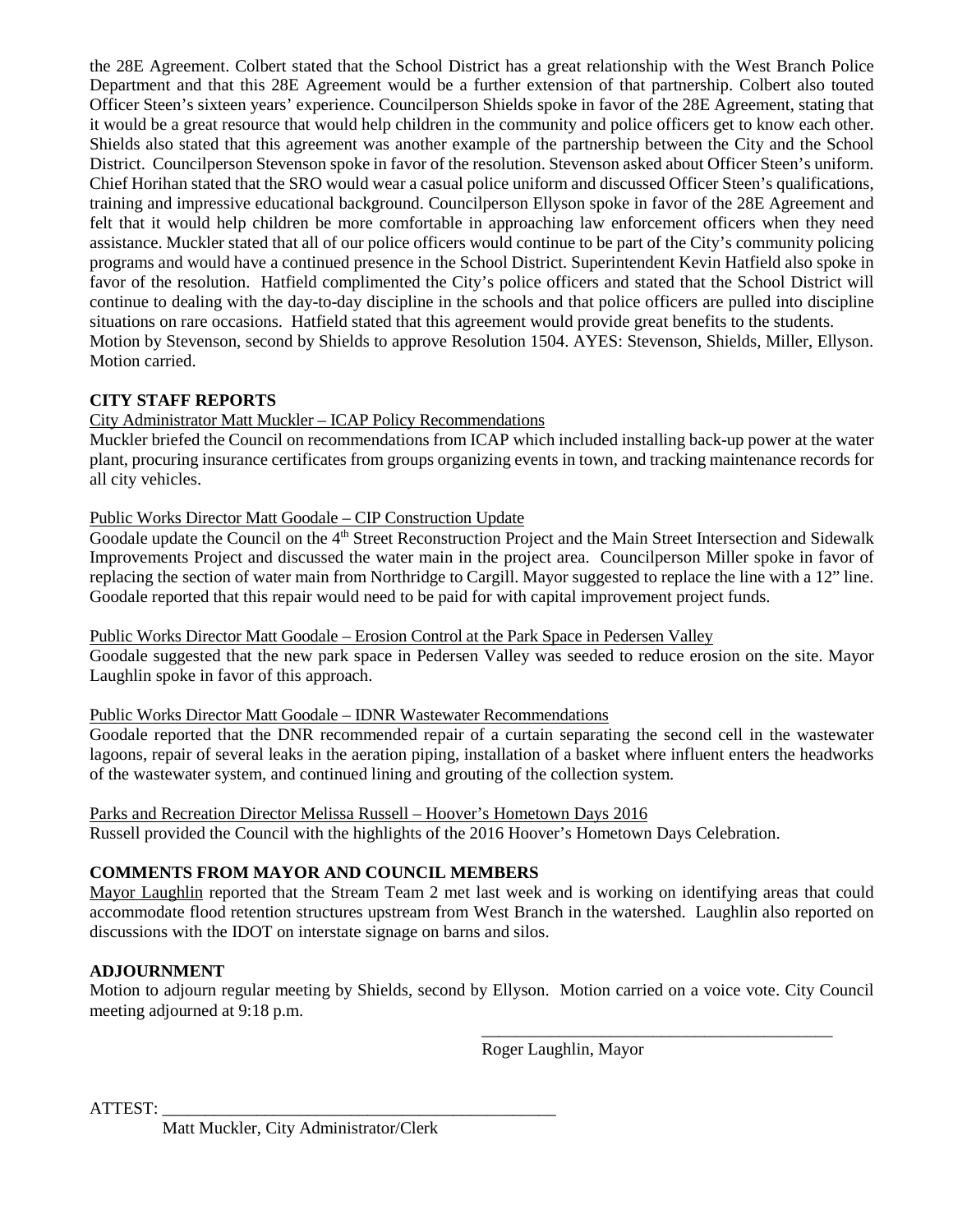the 28E Agreement. Colbert stated that the School District has a great relationship with the West Branch Police Department and that this 28E Agreement would be a further extension of that partnership. Colbert also touted Officer Steen's sixteen years' experience. Councilperson Shields spoke in favor of the 28E Agreement, stating that it would be a great resource that would help children in the community and police officers get to know each other. Shields also stated that this agreement was another example of the partnership between the City and the School District. Councilperson Stevenson spoke in favor of the resolution. Stevenson asked about Officer Steen's uniform. Chief Horihan stated that the SRO would wear a casual police uniform and discussed Officer Steen's qualifications, training and impressive educational background. Councilperson Ellyson spoke in favor of the 28E Agreement and felt that it would help children be more comfortable in approaching law enforcement officers when they need assistance. Muckler stated that all of our police officers would continue to be part of the City's community policing programs and would have a continued presence in the School District. Superintendent Kevin Hatfield also spoke in favor of the resolution. Hatfield complimented the City's police officers and stated that the School District will continue to dealing with the day-to-day discipline in the schools and that police officers are pulled into discipline situations on rare occasions. Hatfield stated that this agreement would provide great benefits to the students.
Motion by Stevenson, second by Shields to approve Resolution 1504. AYES: Stevenson, Shields, Miller, Ellyson. Motion carried.

**CITY STAFF REPORTS**

City Administrator Matt Muckler – ICAP Policy Recommendations
Muckler briefed the Council on recommendations from ICAP which included installing back-up power at the water plant, procuring insurance certificates from groups organizing events in town, and tracking maintenance records for all city vehicles.

Public Works Director Matt Goodale – CIP Construction Update
Goodale update the Council on the 4th Street Reconstruction Project and the Main Street Intersection and Sidewalk Improvements Project and discussed the water main in the project area. Councilperson Miller spoke in favor of replacing the section of water main from Northridge to Cargill. Mayor suggested to replace the line with a 12" line. Goodale reported that this repair would need to be paid for with capital improvement project funds.

Public Works Director Matt Goodale – Erosion Control at the Park Space in Pedersen Valley
Goodale suggested that the new park space in Pedersen Valley was seeded to reduce erosion on the site. Mayor Laughlin spoke in favor of this approach.

Public Works Director Matt Goodale – IDNR Wastewater Recommendations
Goodale reported that the DNR recommended repair of a curtain separating the second cell in the wastewater lagoons, repair of several leaks in the aeration piping, installation of a basket where influent enters the headworks of the wastewater system, and continued lining and grouting of the collection system.

Parks and Recreation Director Melissa Russell – Hoover's Hometown Days 2016
Russell provided the Council with the highlights of the 2016 Hoover's Hometown Days Celebration.

**COMMENTS FROM MAYOR AND COUNCIL MEMBERS**

Mayor Laughlin reported that the Stream Team 2 met last week and is working on identifying areas that could accommodate flood retention structures upstream from West Branch in the watershed. Laughlin also reported on discussions with the IDOT on interstate signage on barns and silos.

**ADJOURNMENT**

Motion to adjourn regular meeting by Shields, second by Ellyson. Motion carried on a voice vote. City Council meeting adjourned at 9:18 p.m.

\_\_\_\_\_\_\_\_\_\_\_\_\_\_\_\_\_\_\_\_\_\_\_\_\_\_\_\_\_\_\_\_\_\_\_\_\_\_\_\_\_\_\_
Roger Laughlin, Mayor

ATTEST: \_\_\_\_\_\_\_\_\_\_\_\_\_\_\_\_\_\_\_\_\_\_\_\_\_\_\_\_\_\_\_\_\_\_\_\_\_\_\_\_\_\_\_\_\_\_\_
Matt Muckler, City Administrator/Clerk